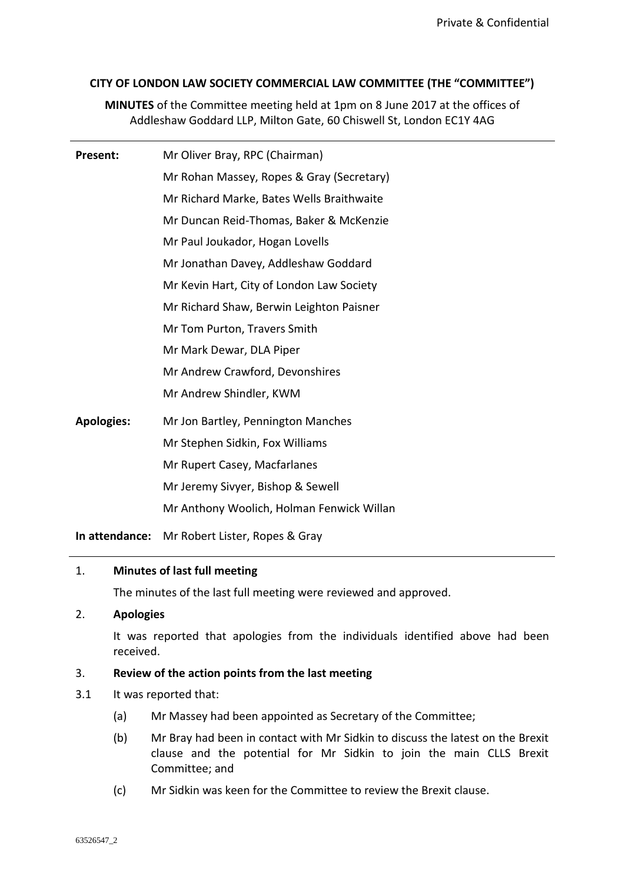Private & Confidential

**CITY OF LONDON LAW SOCIETY COMMERCIAL LAW COMMITTEE (THE "COMMITTEE")**

**MINUTES** of the Committee meeting held at 1pm on 8 June 2017 at the offices of Addleshaw Goddard LLP, Milton Gate, 60 Chiswell St, London EC1Y 4AG

| | |
|---|---|
| **Present:** | Mr Oliver Bray, RPC (Chairman) |
| | Mr Rohan Massey, Ropes & Gray (Secretary) |
| | Mr Richard Marke, Bates Wells Braithwaite |
| | Mr Duncan Reid-Thomas, Baker & McKenzie |
| | Mr Paul Joukador, Hogan Lovells |
| | Mr Jonathan Davey, Addleshaw Goddard |
| | Mr Kevin Hart, City of London Law Society |
| | Mr Richard Shaw, Berwin Leighton Paisner |
| | Mr Tom Purton, Travers Smith |
| | Mr Mark Dewar, DLA Piper |
| | Mr Andrew Crawford, Devonshires |
| | Mr Andrew Shindler, KWM |
| **Apologies:** | Mr Jon Bartley, Pennington Manches |
| | Mr Stephen Sidkin, Fox Williams |
| | Mr Rupert Casey, Macfarlanes |
| | Mr Jeremy Sivyer, Bishop & Sewell |
| | Mr Anthony Woolich, Holman Fenwick Willan |
| **In attendance:** | Mr Robert Lister, Ropes & Gray |

1. **Minutes of last full meeting**

   The minutes of the last full meeting were reviewed and approved.

2. **Apologies**

   It was reported that apologies from the individuals identified above had been received.

3. **Review of the action points from the last meeting**

3.1 It was reported that:

   (a) Mr Massey had been appointed as Secretary of the Committee;

   (b) Mr Bray had been in contact with Mr Sidkin to discuss the latest on the Brexit clause and the potential for Mr Sidkin to join the main CLLS Brexit Committee; and

   (c) Mr Sidkin was keen for the Committee to review the Brexit clause.

63526547_2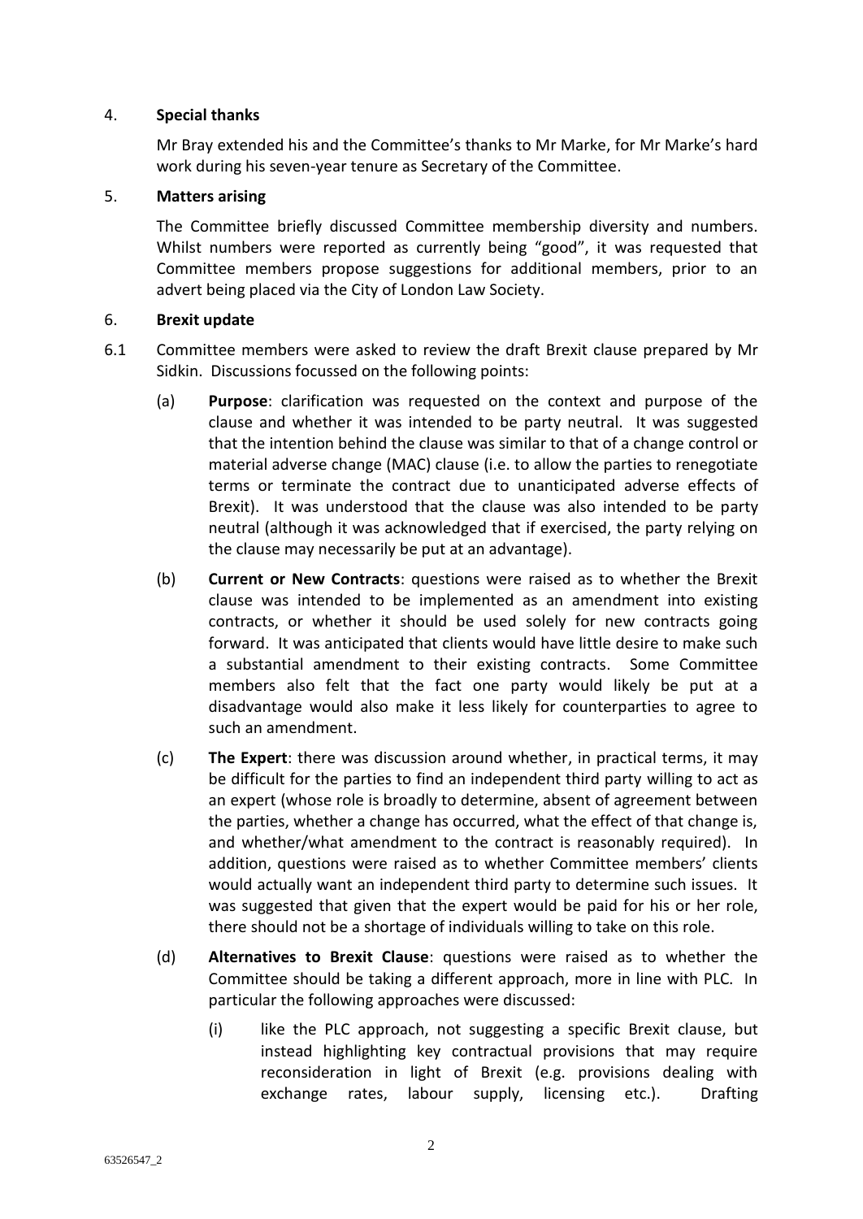4. **Special thanks**

Mr Bray extended his and the Committee's thanks to Mr Marke, for Mr Marke's hard work during his seven-year tenure as Secretary of the Committee.

5. **Matters arising**

The Committee briefly discussed Committee membership diversity and numbers. Whilst numbers were reported as currently being "good", it was requested that Committee members propose suggestions for additional members, prior to an advert being placed via the City of London Law Society.

6. **Brexit update**

6.1 Committee members were asked to review the draft Brexit clause prepared by Mr Sidkin. Discussions focussed on the following points:

(a) **Purpose**: clarification was requested on the context and purpose of the clause and whether it was intended to be party neutral. It was suggested that the intention behind the clause was similar to that of a change control or material adverse change (MAC) clause (i.e. to allow the parties to renegotiate terms or terminate the contract due to unanticipated adverse effects of Brexit). It was understood that the clause was also intended to be party neutral (although it was acknowledged that if exercised, the party relying on the clause may necessarily be put at an advantage).

(b) **Current or New Contracts**: questions were raised as to whether the Brexit clause was intended to be implemented as an amendment into existing contracts, or whether it should be used solely for new contracts going forward. It was anticipated that clients would have little desire to make such a substantial amendment to their existing contracts. Some Committee members also felt that the fact one party would likely be put at a disadvantage would also make it less likely for counterparties to agree to such an amendment.

(c) **The Expert**: there was discussion around whether, in practical terms, it may be difficult for the parties to find an independent third party willing to act as an expert (whose role is broadly to determine, absent of agreement between the parties, whether a change has occurred, what the effect of that change is, and whether/what amendment to the contract is reasonably required). In addition, questions were raised as to whether Committee members' clients would actually want an independent third party to determine such issues. It was suggested that given that the expert would be paid for his or her role, there should not be a shortage of individuals willing to take on this role.

(d) **Alternatives to Brexit Clause**: questions were raised as to whether the Committee should be taking a different approach, more in line with PLC. In particular the following approaches were discussed:

(i) like the PLC approach, not suggesting a specific Brexit clause, but instead highlighting key contractual provisions that may require reconsideration in light of Brexit (e.g. provisions dealing with exchange rates, labour supply, licensing etc.). Drafting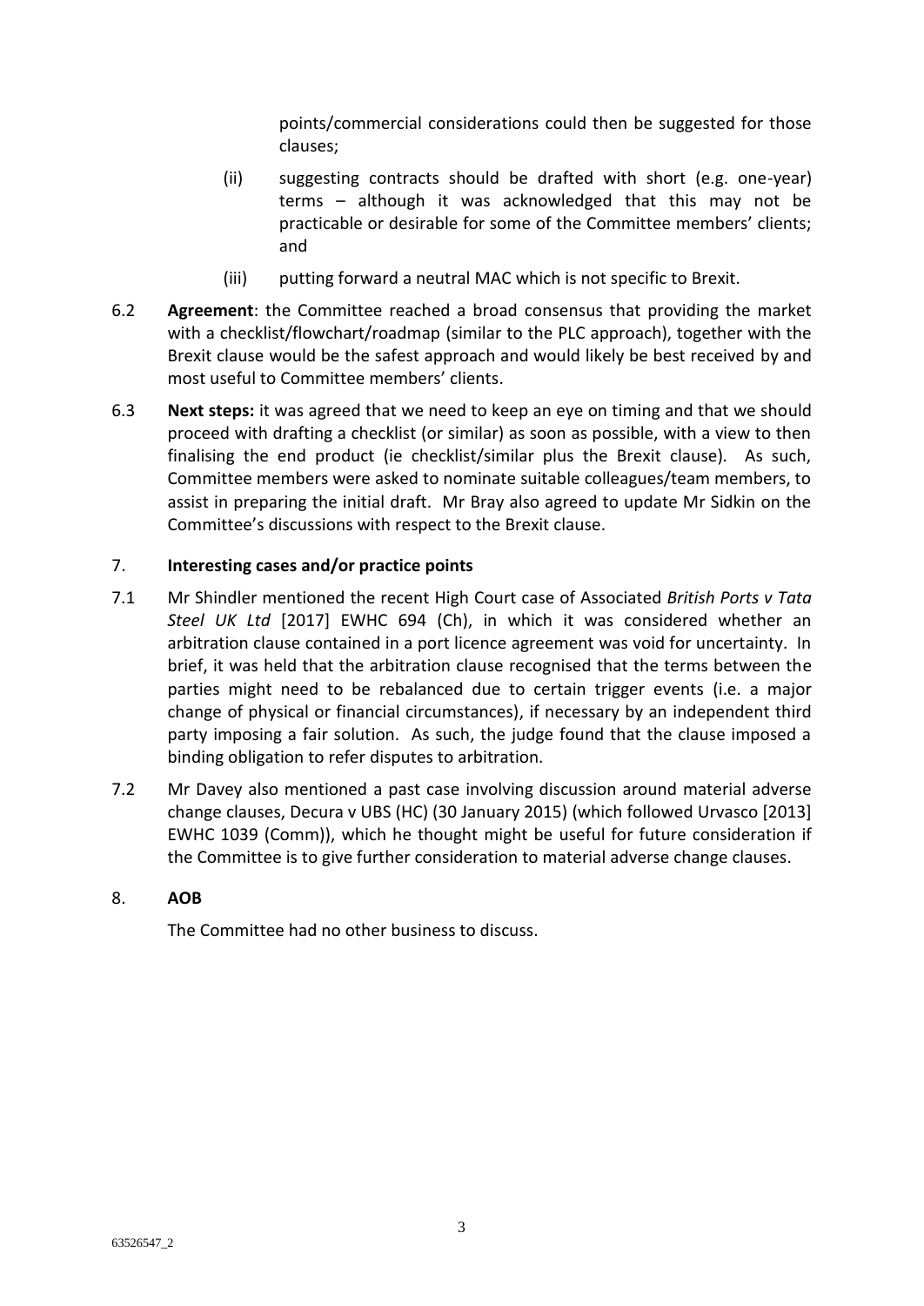points/commercial considerations could then be suggested for those clauses;

(ii) suggesting contracts should be drafted with short (e.g. one-year) terms – although it was acknowledged that this may not be practicable or desirable for some of the Committee members' clients; and

(iii) putting forward a neutral MAC which is not specific to Brexit.

6.2 **Agreement**: the Committee reached a broad consensus that providing the market with a checklist/flowchart/roadmap (similar to the PLC approach), together with the Brexit clause would be the safest approach and would likely be best received by and most useful to Committee members' clients.

6.3 **Next steps:** it was agreed that we need to keep an eye on timing and that we should proceed with drafting a checklist (or similar) as soon as possible, with a view to then finalising the end product (ie checklist/similar plus the Brexit clause). As such, Committee members were asked to nominate suitable colleagues/team members, to assist in preparing the initial draft. Mr Bray also agreed to update Mr Sidkin on the Committee's discussions with respect to the Brexit clause.

## 7. Interesting cases and/or practice points

7.1 Mr Shindler mentioned the recent High Court case of Associated *British Ports v Tata Steel UK Ltd* [2017] EWHC 694 (Ch), in which it was considered whether an arbitration clause contained in a port licence agreement was void for uncertainty. In brief, it was held that the arbitration clause recognised that the terms between the parties might need to be rebalanced due to certain trigger events (i.e. a major change of physical or financial circumstances), if necessary by an independent third party imposing a fair solution. As such, the judge found that the clause imposed a binding obligation to refer disputes to arbitration.

7.2 Mr Davey also mentioned a past case involving discussion around material adverse change clauses, Decura v UBS (HC) (30 January 2015) (which followed Urvasco [2013] EWHC 1039 (Comm)), which he thought might be useful for future consideration if the Committee is to give further consideration to material adverse change clauses.

## 8. AOB

The Committee had no other business to discuss.